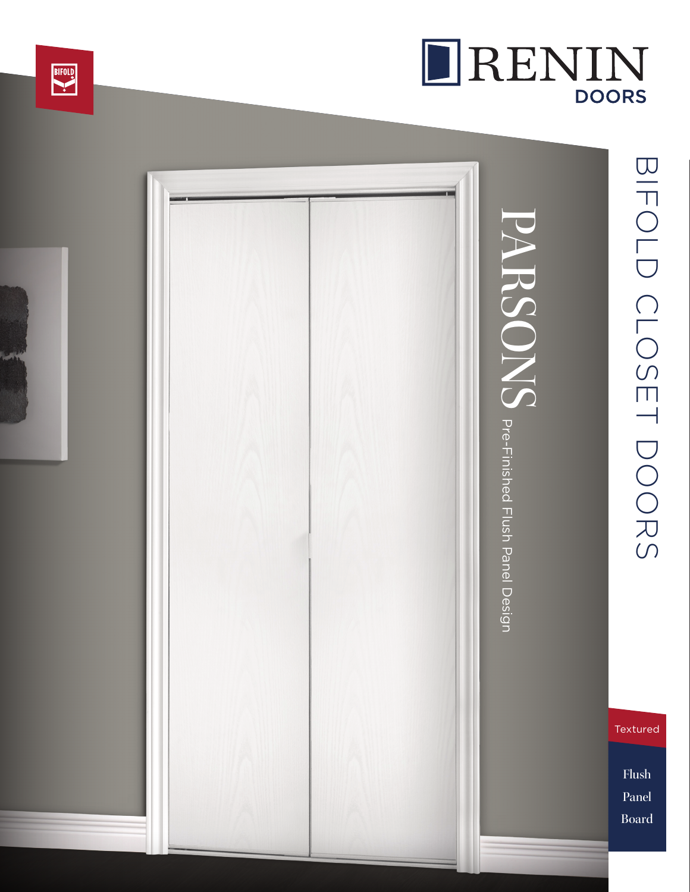BIFOLD

# RENIN
DOORS

## BIFOLD CLOSET DOORS

# PARSONS

Pre-Finished Flush Panel Design

Textured

Flush
Panel
Board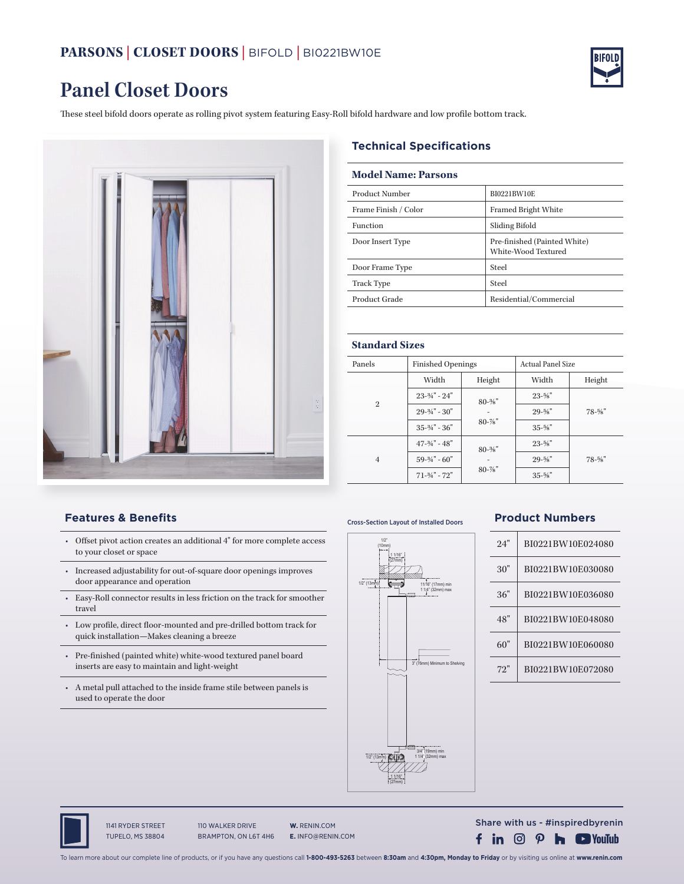**PARSONS | CLOSET DOORS** | BIFOLD | BI0221BW10E

# Panel Closet Doors

These steel bifold doors operate as rolling pivot system featuring Easy-Roll bifold hardware and low profile bottom track.

## Technical Specifications

### Model Name: Parsons

| | |
|---|---|
| Product Number | BI0221BW10E |
| Frame Finish / Color | Framed Bright White |
| Function | Sliding Bifold |
| Door Insert Type | Pre-finished (Painted White) White-Wood Textured |
| Door Frame Type | Steel |
| Track Type | Steel |
| Product Grade | Residential/Commercial |

### Standard Sizes

| Panels | Finished Openings | | Actual Panel Size | |
|---|---|---|---|---|
| | Width | Height | Width | Height |
| 2 | 23-¾" - 24" | 80-⅜" - 80-⅞" | 23-⅝" | 78-⅝" |
| | 29-¾" - 30" | | 29-⅝" | |
| | 35-¾" - 36" | | 35-⅝" | |
| 4 | 47-¾" - 48" | 80-⅜" - 80-⅞" | 23-⅝" | 78-⅝" |
| | 59-¾" - 60" | | 29-⅝" | |
| | 71-¾" - 72" | | 35-⅝" | |

## Features & Benefits

- Offset pivot action creates an additional 4" for more complete access to your closet or space
- Increased adjustability for out-of-square door openings improves door appearance and operation
- Easy-Roll connector results in less friction on the track for smoother travel
- Low profile, direct floor-mounted and pre-drilled bottom track for quick installation—Makes cleaning a breeze
- Pre-finished (painted white) white-wood textured panel board inserts are easy to maintain and light-weight
- A metal pull attached to the inside frame stile between panels is used to operate the door

**Cross-Section Layout of Installed Doors**

1/2" (10mm)
1 1/16" (27mm)
1/2" (13mm)
11/16" (17mm) min
1 1/4" (32mm) max
3" (76mm) Minimum to Shelving
3/4" (19mm) min
1 1/4" (32mm) max
1/2" (13mm)
1 1/16" (27mm)

## Product Numbers

| | |
|---|---|
| 24" | BI0221BW10E024080 |
| 30" | BI0221BW10E030080 |
| 36" | BI0221BW10E036080 |
| 48" | BI0221BW10E048080 |
| 60" | BI0221BW10E060080 |
| 72" | BI0221BW10E072080 |

1141 RYDER STREET
TUPELO, MS 38804

110 WALKER DRIVE
BRAMPTON, ON L6T 4H6

**W.** RENIN.COM
**E.** INFO@RENIN.COM

Share with us - #inspiredbyrenin

To learn more about our complete line of products, or if you have any questions call **1-800-493-5263** between **8:30am** and **4:30pm, Monday to Friday** or by visiting us online at **www.renin.com**